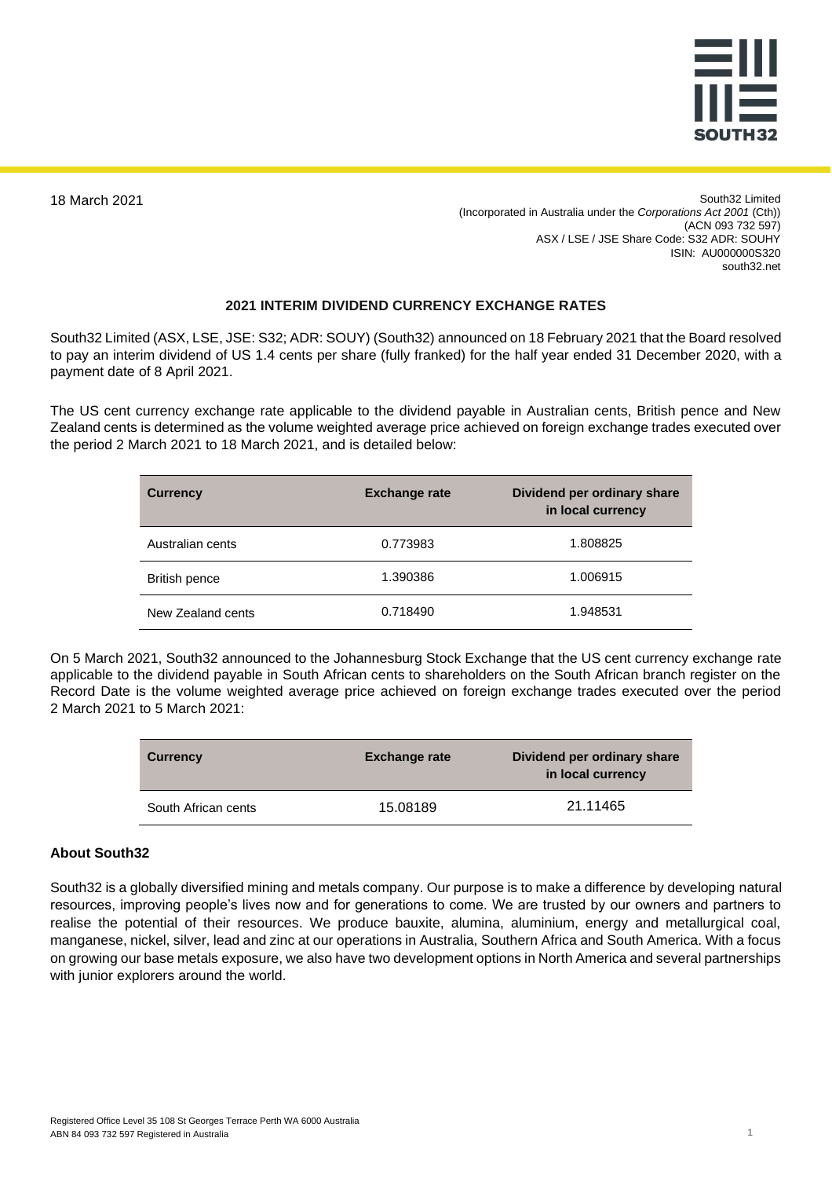SOUTH32

18 March 2021

South32 Limited
(Incorporated in Australia under the *Corporations Act 2001* (Cth))
(ACN 093 732 597)
ASX / LSE / JSE Share Code: S32 ADR: SOUHY
ISIN: AU000000S320
south32.net

## 2021 INTERIM DIVIDEND CURRENCY EXCHANGE RATES

South32 Limited (ASX, LSE, JSE: S32; ADR: SOUY) (South32) announced on 18 February 2021 that the Board resolved to pay an interim dividend of US 1.4 cents per share (fully franked) for the half year ended 31 December 2020, with a payment date of 8 April 2021.

The US cent currency exchange rate applicable to the dividend payable in Australian cents, British pence and New Zealand cents is determined as the volume weighted average price achieved on foreign exchange trades executed over the period 2 March 2021 to 18 March 2021, and is detailed below:

| Currency | Exchange rate | Dividend per ordinary share in local currency |
|---|---|---|
| Australian cents | 0.773983 | 1.808825 |
| British pence | 1.390386 | 1.006915 |
| New Zealand cents | 0.718490 | 1.948531 |

On 5 March 2021, South32 announced to the Johannesburg Stock Exchange that the US cent currency exchange rate applicable to the dividend payable in South African cents to shareholders on the South African branch register on the Record Date is the volume weighted average price achieved on foreign exchange trades executed over the period 2 March 2021 to 5 March 2021:

| Currency | Exchange rate | Dividend per ordinary share in local currency |
|---|---|---|
| South African cents | 15.08189 | 21.11465 |

### About South32

South32 is a globally diversified mining and metals company. Our purpose is to make a difference by developing natural resources, improving people's lives now and for generations to come. We are trusted by our owners and partners to realise the potential of their resources. We produce bauxite, alumina, aluminium, energy and metallurgical coal, manganese, nickel, silver, lead and zinc at our operations in Australia, Southern Africa and South America. With a focus on growing our base metals exposure, we also have two development options in North America and several partnerships with junior explorers around the world.

Registered Office Level 35 108 St Georges Terrace Perth WA 6000 Australia
ABN 84 093 732 597 Registered in Australia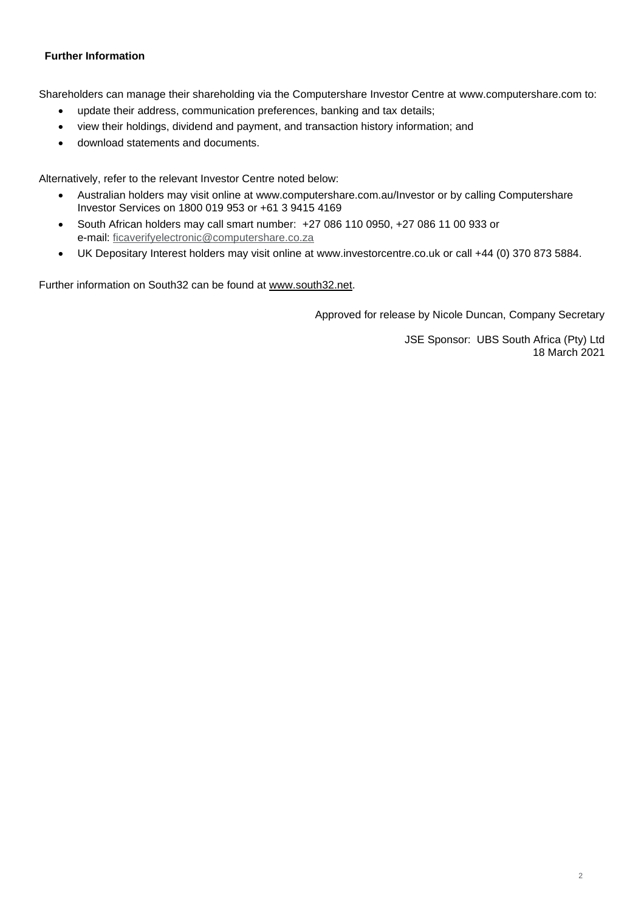**Further Information**

Shareholders can manage their shareholding via the Computershare Investor Centre at www.computershare.com to:

- update their address, communication preferences, banking and tax details;
- view their holdings, dividend and payment, and transaction history information; and
- download statements and documents.

Alternatively, refer to the relevant Investor Centre noted below:

- Australian holders may visit online at www.computershare.com.au/Investor or by calling Computershare Investor Services on 1800 019 953 or +61 3 9415 4169
- South African holders may call smart number: +27 086 110 0950, +27 086 11 00 933 or e-mail: ficaverifyelectronic@computershare.co.za
- UK Depositary Interest holders may visit online at www.investorcentre.co.uk or call +44 (0) 370 873 5884.

Further information on South32 can be found at www.south32.net.

Approved for release by Nicole Duncan, Company Secretary

JSE Sponsor: UBS South Africa (Pty) Ltd
18 March 2021